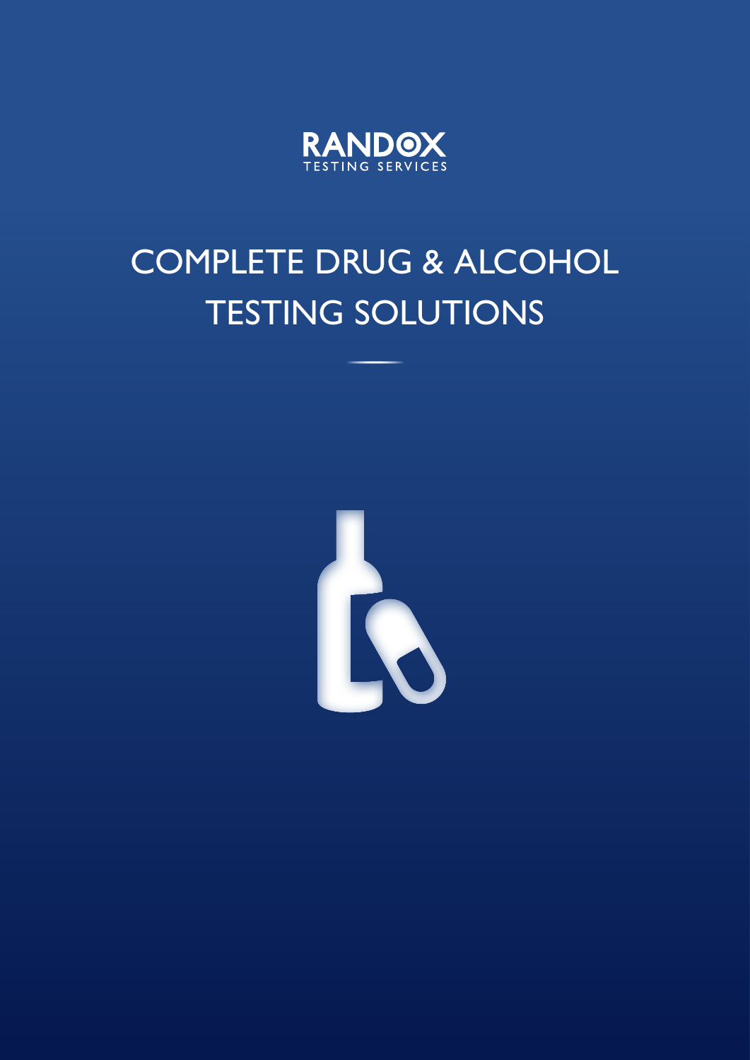RANDOX
TESTING SERVICES

# COMPLETE DRUG & ALCOHOL TESTING SOLUTIONS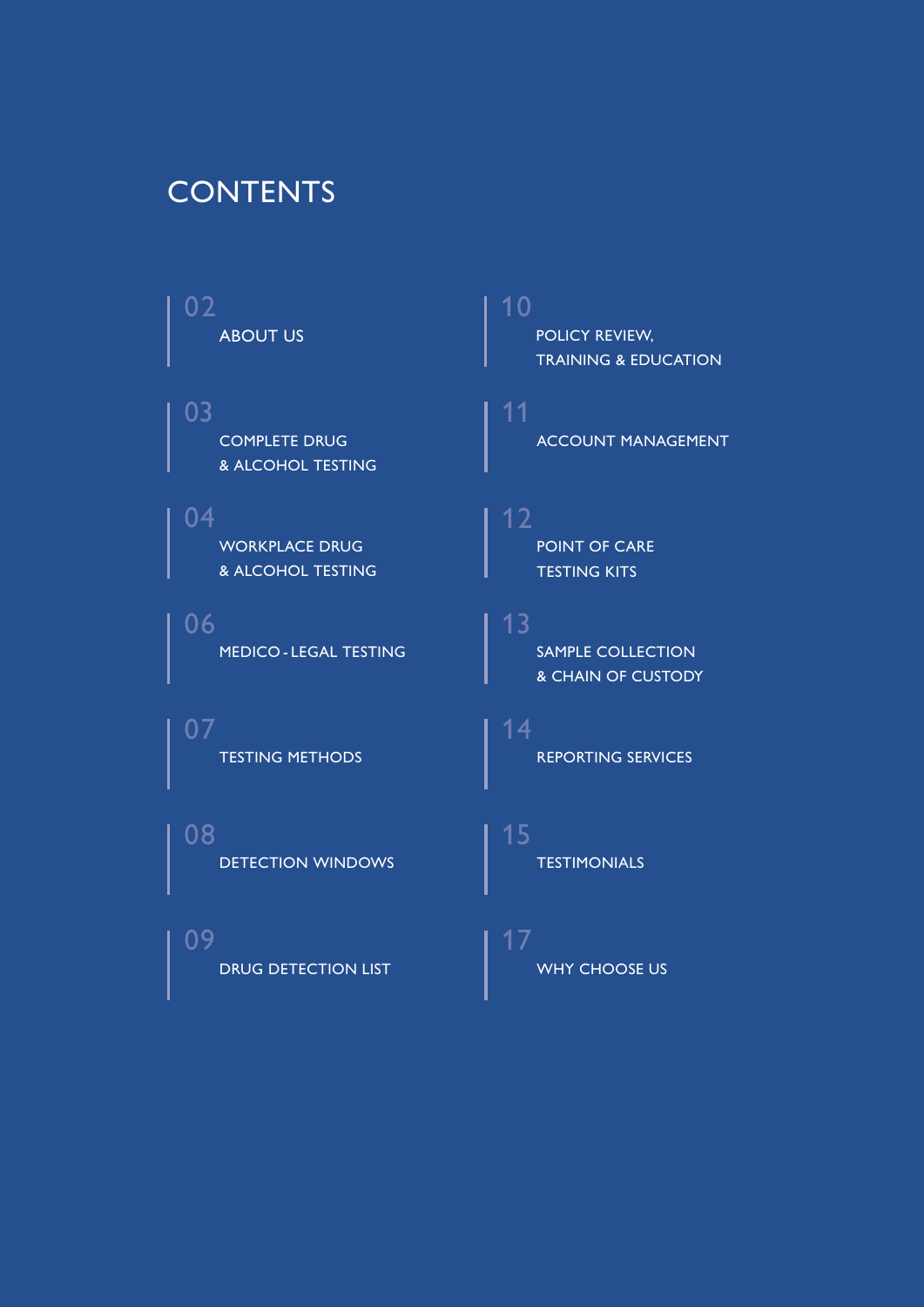# CONTENTS

02 ABOUT US

03 COMPLETE DRUG & ALCOHOL TESTING

04 WORKPLACE DRUG & ALCOHOL TESTING

06 MEDICO - LEGAL TESTING

07 TESTING METHODS

08 DETECTION WINDOWS

09 DRUG DETECTION LIST

10 POLICY REVIEW, TRAINING & EDUCATION

11 ACCOUNT MANAGEMENT

12 POINT OF CARE TESTING KITS

13 SAMPLE COLLECTION & CHAIN OF CUSTODY

14 REPORTING SERVICES

15 TESTIMONIALS

17 WHY CHOOSE US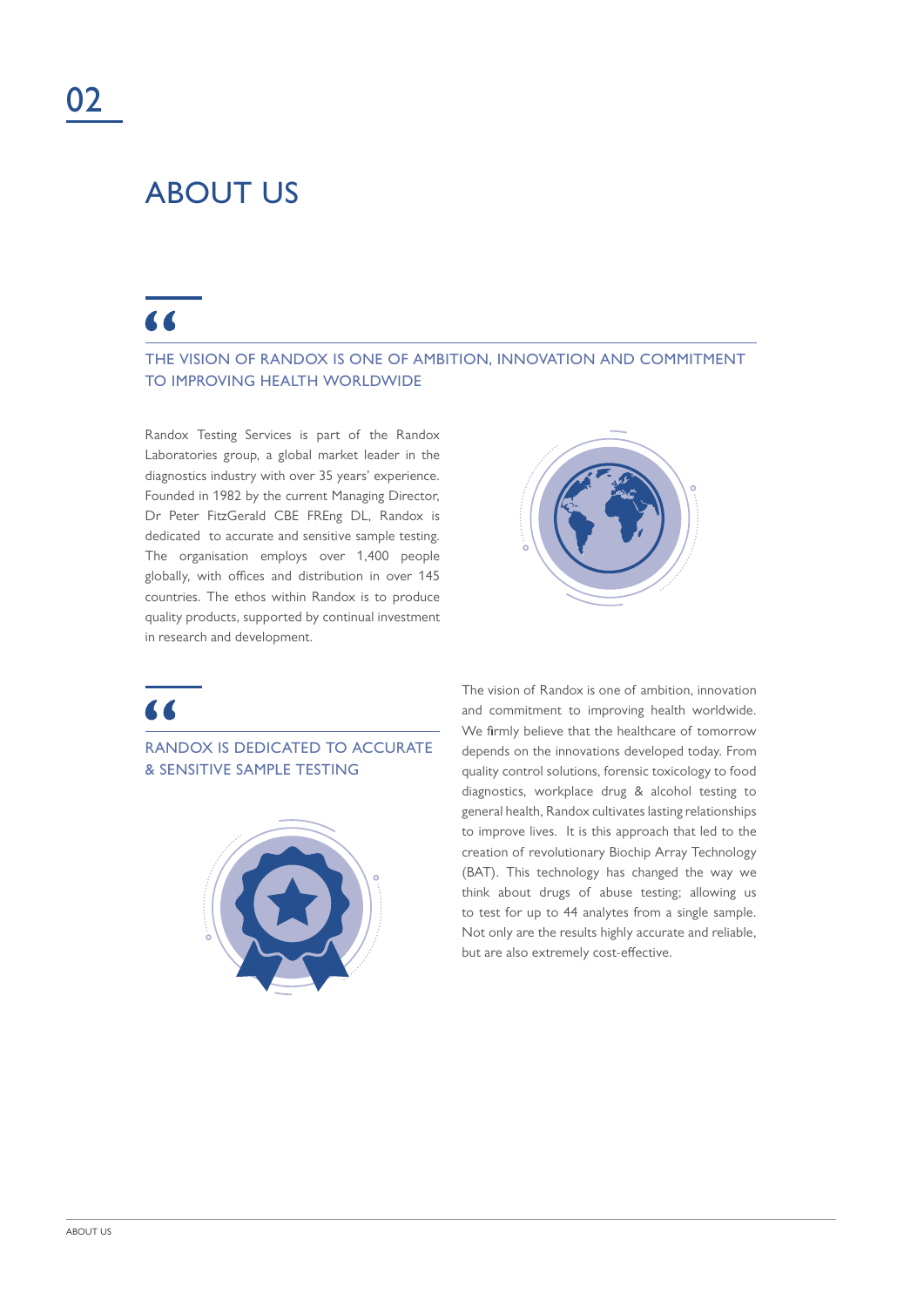# 02

## ABOUT US

> THE VISION OF RANDOX IS ONE OF AMBITION, INNOVATION AND COMMITMENT TO IMPROVING HEALTH WORLDWIDE

Randox Testing Services is part of the Randox Laboratories group, a global market leader in the diagnostics industry with over 35 years' experience. Founded in 1982 by the current Managing Director, Dr Peter FitzGerald CBE FREng DL, Randox is dedicated to accurate and sensitive sample testing. The organisation employs over 1,400 people globally, with offices and distribution in over 145 countries. The ethos within Randox is to produce quality products, supported by continual investment in research and development.

> RANDOX IS DEDICATED TO ACCURATE & SENSITIVE SAMPLE TESTING

The vision of Randox is one of ambition, innovation and commitment to improving health worldwide. We firmly believe that the healthcare of tomorrow depends on the innovations developed today. From quality control solutions, forensic toxicology to food diagnostics, workplace drug & alcohol testing to general health, Randox cultivates lasting relationships to improve lives. It is this approach that led to the creation of revolutionary Biochip Array Technology (BAT). This technology has changed the way we think about drugs of abuse testing; allowing us to test for up to 44 analytes from a single sample. Not only are the results highly accurate and reliable, but are also extremely cost-effective.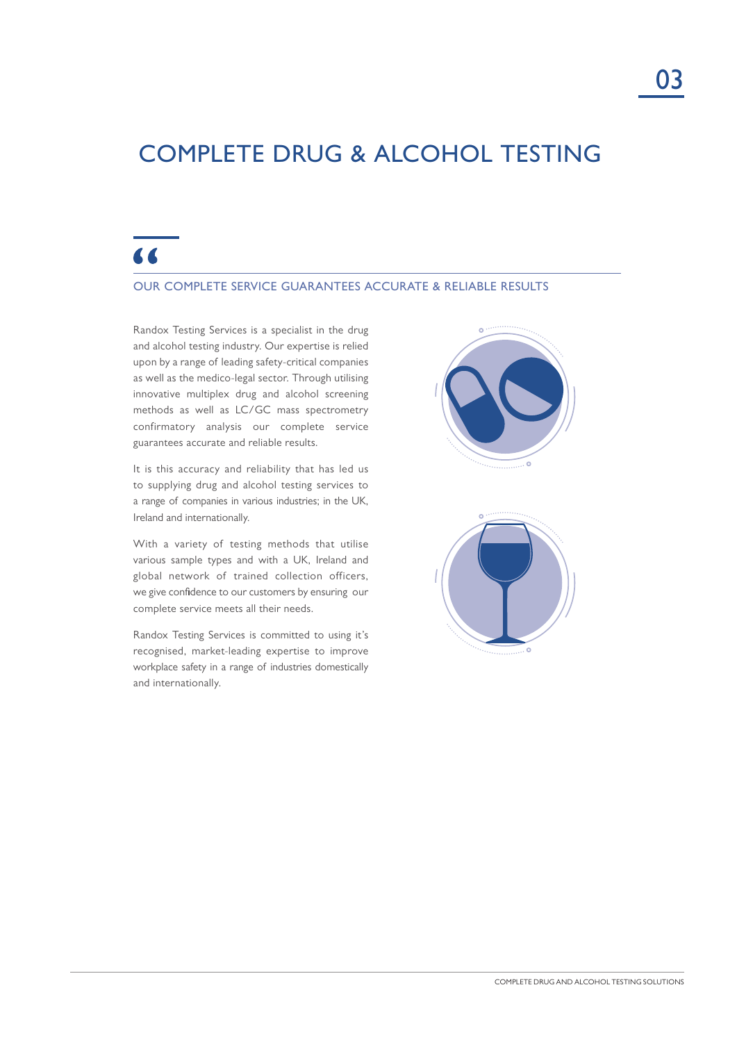# COMPLETE DRUG & ALCOHOL TESTING

## OUR COMPLETE SERVICE GUARANTEES ACCURATE & RELIABLE RESULTS

Randox Testing Services is a specialist in the drug and alcohol testing industry. Our expertise is relied upon by a range of leading safety-critical companies as well as the medico-legal sector. Through utilising innovative multiplex drug and alcohol screening methods as well as LC/GC mass spectrometry confirmatory analysis our complete service guarantees accurate and reliable results.

It is this accuracy and reliability that has led us to supplying drug and alcohol testing services to a range of companies in various industries; in the UK, Ireland and internationally.

With a variety of testing methods that utilise various sample types and with a UK, Ireland and global network of trained collection officers, we give confidence to our customers by ensuring our complete service meets all their needs.

Randox Testing Services is committed to using it's recognised, market-leading expertise to improve workplace safety in a range of industries domestically and internationally.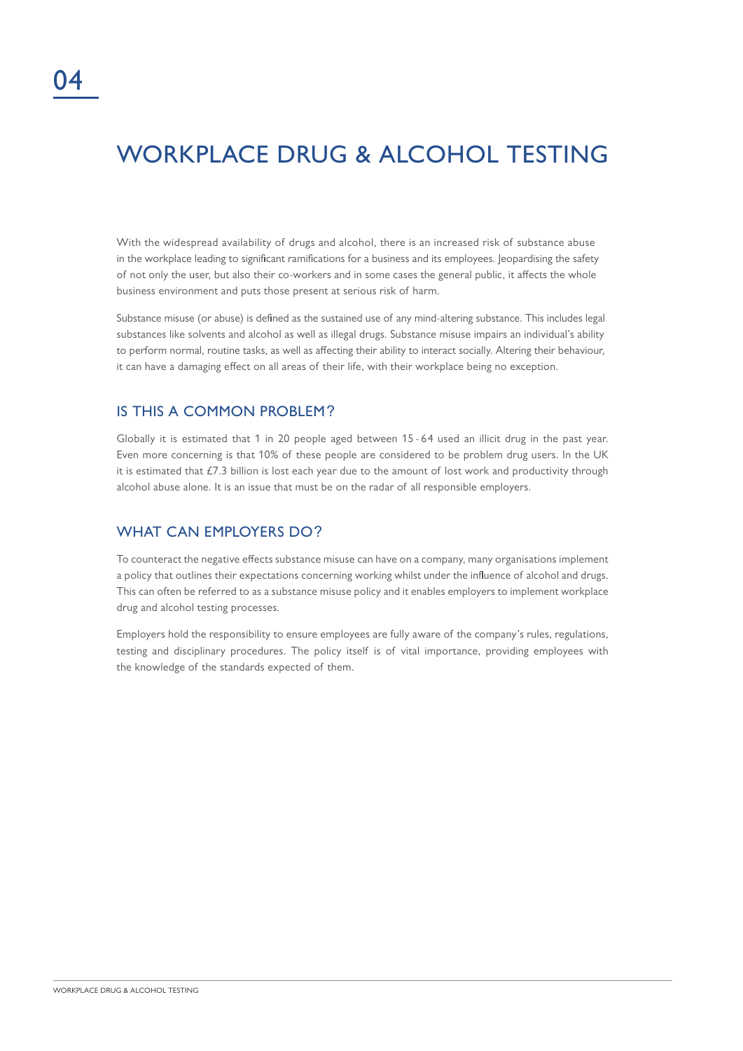04

# WORKPLACE DRUG & ALCOHOL TESTING

With the widespread availability of drugs and alcohol, there is an increased risk of substance abuse in the workplace leading to significant ramifications for a business and its employees. Jeopardising the safety of not only the user, but also their co-workers and in some cases the general public, it affects the whole business environment and puts those present at serious risk of harm.

Substance misuse (or abuse) is defined as the sustained use of any mind-altering substance. This includes legal substances like solvents and alcohol as well as illegal drugs. Substance misuse impairs an individual's ability to perform normal, routine tasks, as well as affecting their ability to interact socially. Altering their behaviour, it can have a damaging effect on all areas of their life, with their workplace being no exception.

## IS THIS A COMMON PROBLEM?

Globally it is estimated that 1 in 20 people aged between 15 - 64 used an illicit drug in the past year. Even more concerning is that 10% of these people are considered to be problem drug users. In the UK it is estimated that £7.3 billion is lost each year due to the amount of lost work and productivity through alcohol abuse alone. It is an issue that must be on the radar of all responsible employers.

## WHAT CAN EMPLOYERS DO?

To counteract the negative effects substance misuse can have on a company, many organisations implement a policy that outlines their expectations concerning working whilst under the influence of alcohol and drugs. This can often be referred to as a substance misuse policy and it enables employers to implement workplace drug and alcohol testing processes.

Employers hold the responsibility to ensure employees are fully aware of the company's rules, regulations, testing and disciplinary procedures. The policy itself is of vital importance, providing employees with the knowledge of the standards expected of them.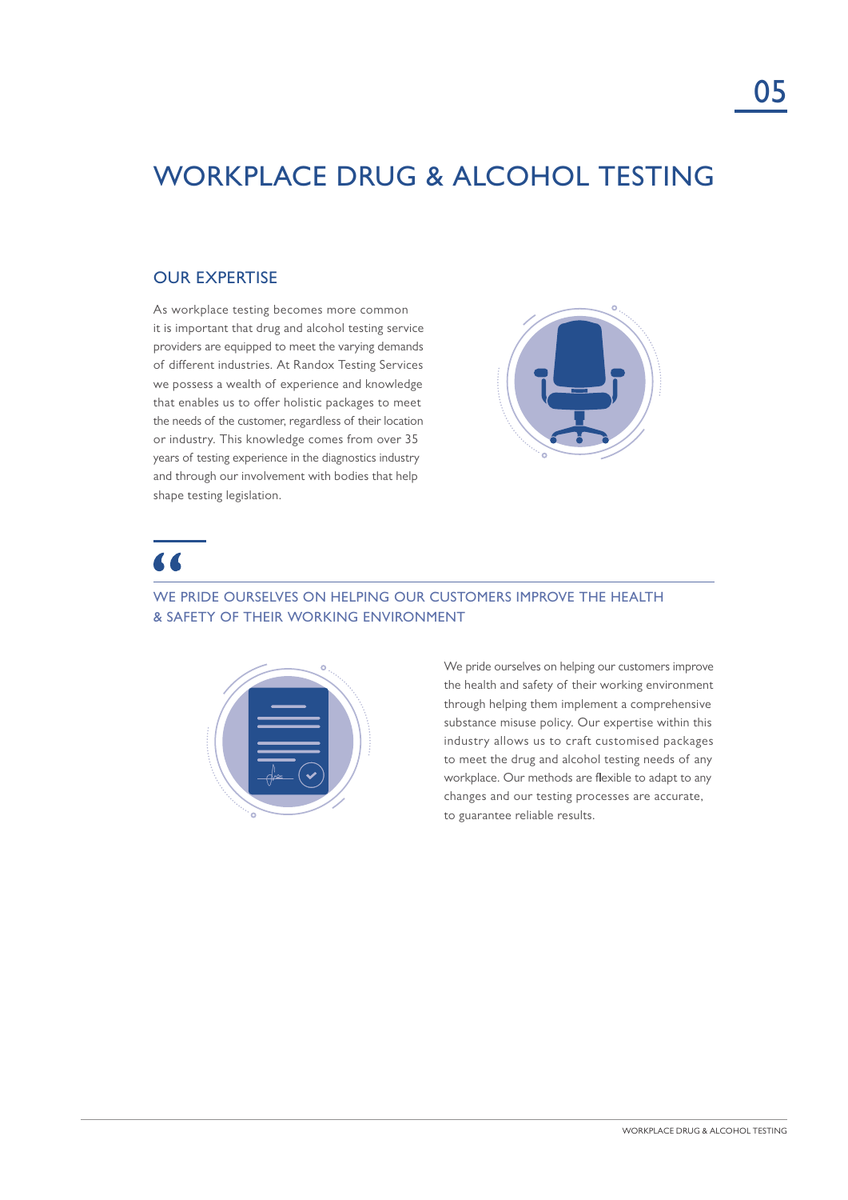# WORKPLACE DRUG & ALCOHOL TESTING

## OUR EXPERTISE

As workplace testing becomes more common it is important that drug and alcohol testing service providers are equipped to meet the varying demands of different industries. At Randox Testing Services we possess a wealth of experience and knowledge that enables us to offer holistic packages to meet the needs of the customer, regardless of their location or industry. This knowledge comes from over 35 years of testing experience in the diagnostics industry and through our involvement with bodies that help shape testing legislation.

> WE PRIDE OURSELVES ON HELPING OUR CUSTOMERS IMPROVE THE HEALTH & SAFETY OF THEIR WORKING ENVIRONMENT

We pride ourselves on helping our customers improve the health and safety of their working environment through helping them implement a comprehensive substance misuse policy. Our expertise within this industry allows us to craft customised packages to meet the drug and alcohol testing needs of any workplace. Our methods are flexible to adapt to any changes and our testing processes are accurate, to guarantee reliable results.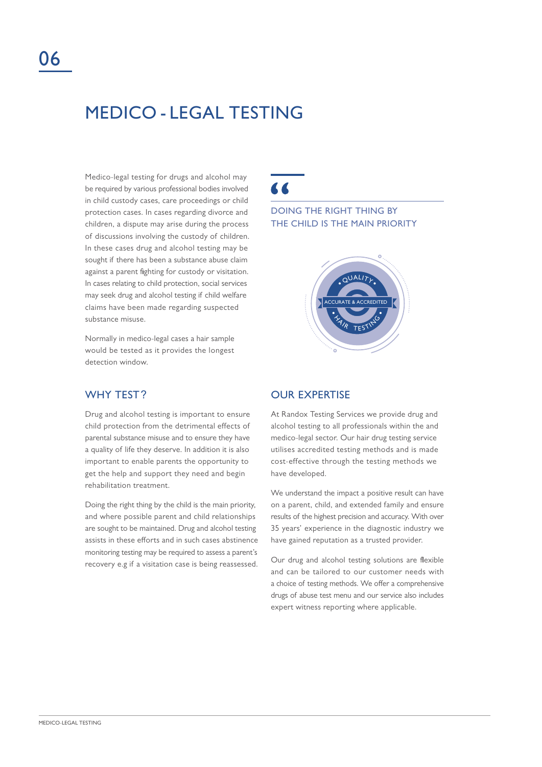# MEDICO - LEGAL TESTING

Medico-legal testing for drugs and alcohol may be required by various professional bodies involved in child custody cases, care proceedings or child protection cases. In cases regarding divorce and children, a dispute may arise during the process of discussions involving the custody of children. In these cases drug and alcohol testing may be sought if there has been a substance abuse claim against a parent fighting for custody or visitation. In cases relating to child protection, social services may seek drug and alcohol testing if child welfare claims have been made regarding suspected substance misuse.

Normally in medico-legal cases a hair sample would be tested as it provides the longest detection window.

> DOING THE RIGHT THING BY THE CHILD IS THE MAIN PRIORITY

QUALITY
ACCURATE & ACCREDITED
HAIR TESTING

## WHY TEST?

Drug and alcohol testing is important to ensure child protection from the detrimental effects of parental substance misuse and to ensure they have a quality of life they deserve. In addition it is also important to enable parents the opportunity to get the help and support they need and begin rehabilitation treatment.

Doing the right thing by the child is the main priority, and where possible parent and child relationships are sought to be maintained. Drug and alcohol testing assists in these efforts and in such cases abstinence monitoring testing may be required to assess a parent's recovery e.g if a visitation case is being reassessed.

## OUR EXPERTISE

At Randox Testing Services we provide drug and alcohol testing to all professionals within the and medico-legal sector. Our hair drug testing service utilises accredited testing methods and is made cost-effective through the testing methods we have developed.

We understand the impact a positive result can have on a parent, child, and extended family and ensure results of the highest precision and accuracy. With over 35 years' experience in the diagnostic industry we have gained reputation as a trusted provider.

Our drug and alcohol testing solutions are flexible and can be tailored to our customer needs with a choice of testing methods. We offer a comprehensive drugs of abuse test menu and our service also includes expert witness reporting where applicable.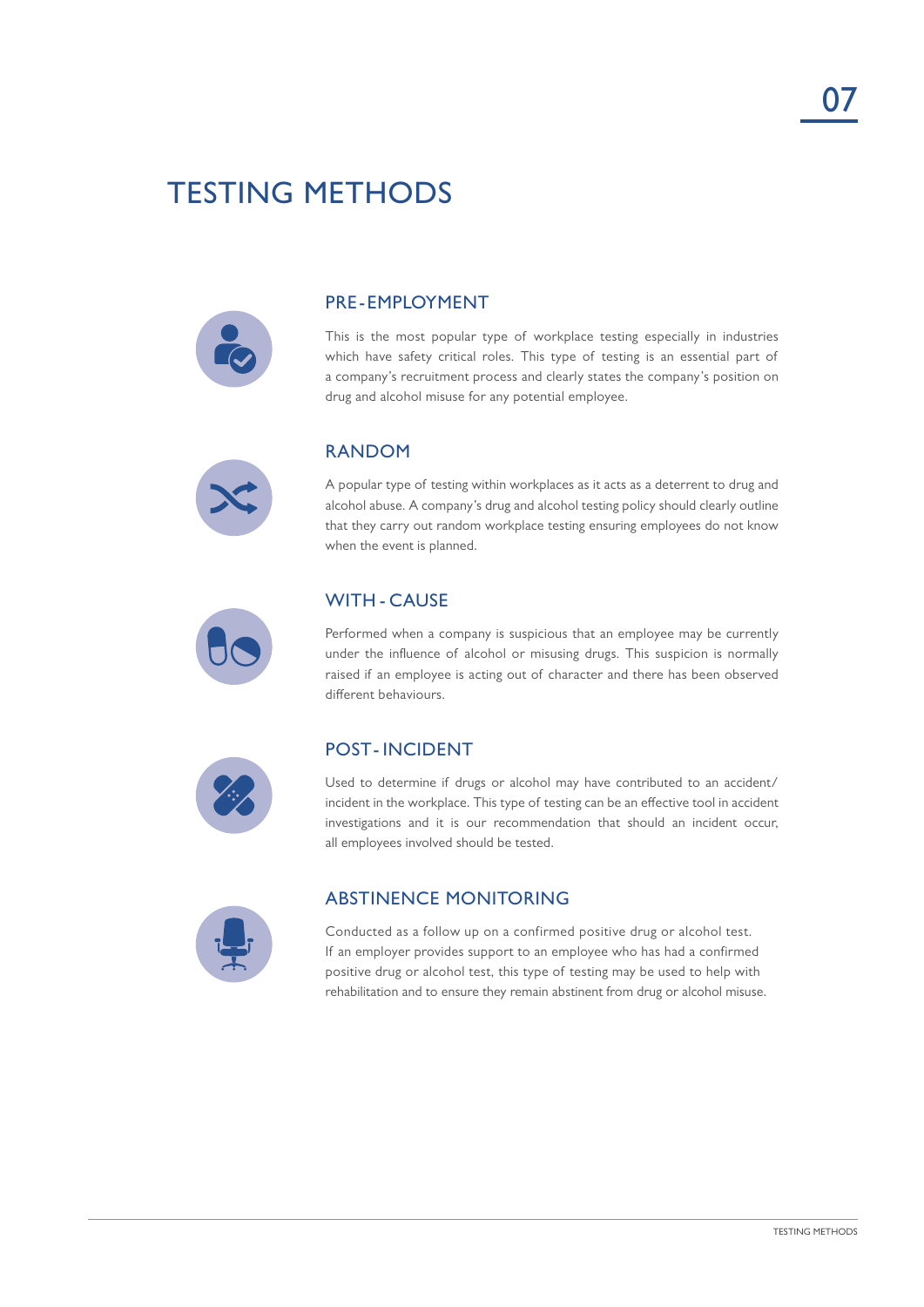# TESTING METHODS

## PRE-EMPLOYMENT

This is the most popular type of workplace testing especially in industries which have safety critical roles. This type of testing is an essential part of a company's recruitment process and clearly states the company's position on drug and alcohol misuse for any potential employee.

## RANDOM

A popular type of testing within workplaces as it acts as a deterrent to drug and alcohol abuse. A company's drug and alcohol testing policy should clearly outline that they carry out random workplace testing ensuring employees do not know when the event is planned.

## WITH - CAUSE

Performed when a company is suspicious that an employee may be currently under the influence of alcohol or misusing drugs. This suspicion is normally raised if an employee is acting out of character and there has been observed different behaviours.

## POST - INCIDENT

Used to determine if drugs or alcohol may have contributed to an accident/ incident in the workplace. This type of testing can be an effective tool in accident investigations and it is our recommendation that should an incident occur, all employees involved should be tested.

## ABSTINENCE MONITORING

Conducted as a follow up on a confirmed positive drug or alcohol test. If an employer provides support to an employee who has had a confirmed positive drug or alcohol test, this type of testing may be used to help with rehabilitation and to ensure they remain abstinent from drug or alcohol misuse.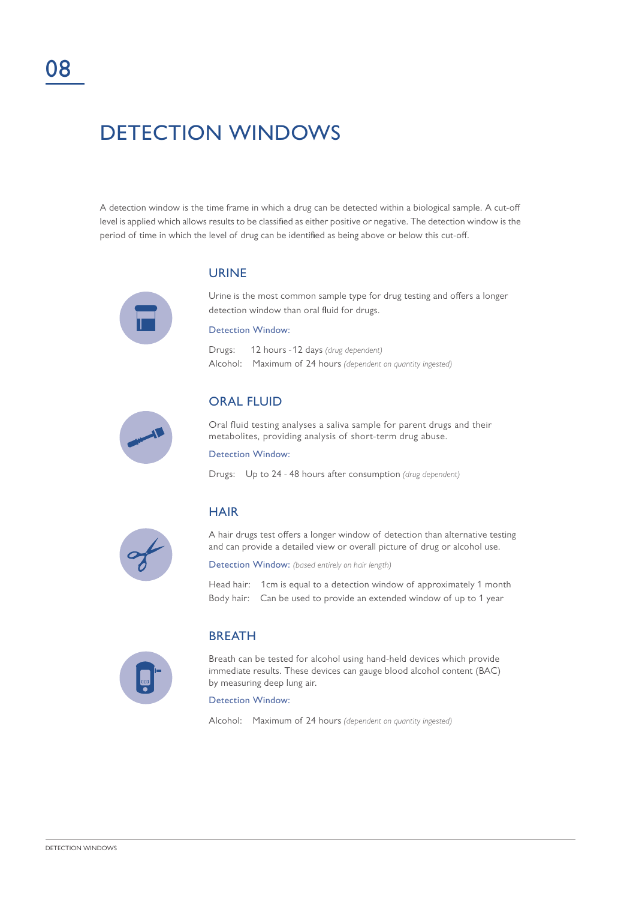08

# DETECTION WINDOWS

A detection window is the time frame in which a drug can be detected within a biological sample. A cut-off level is applied which allows results to be classified as either positive or negative. The detection window is the period of time in which the level of drug can be identified as being above or below this cut-off.

## URINE

Urine is the most common sample type for drug testing and offers a longer detection window than oral fluid for drugs.

Detection Window:

Drugs: 12 hours - 12 days *(drug dependent)*
Alcohol: Maximum of 24 hours *(dependent on quantity ingested)*

## ORAL FLUID

Oral fluid testing analyses a saliva sample for parent drugs and their metabolites, providing analysis of short-term drug abuse.

Detection Window:

Drugs: Up to 24 - 48 hours after consumption *(drug dependent)*

## HAIR

A hair drugs test offers a longer window of detection than alternative testing and can provide a detailed view or overall picture of drug or alcohol use.

Detection Window: *(based entirely on hair length)*

Head hair: 1cm is equal to a detection window of approximately 1 month
Body hair: Can be used to provide an extended window of up to 1 year

## BREATH

Breath can be tested for alcohol using hand-held devices which provide immediate results. These devices can gauge blood alcohol content (BAC) by measuring deep lung air.

Detection Window:

Alcohol: Maximum of 24 hours *(dependent on quantity ingested)*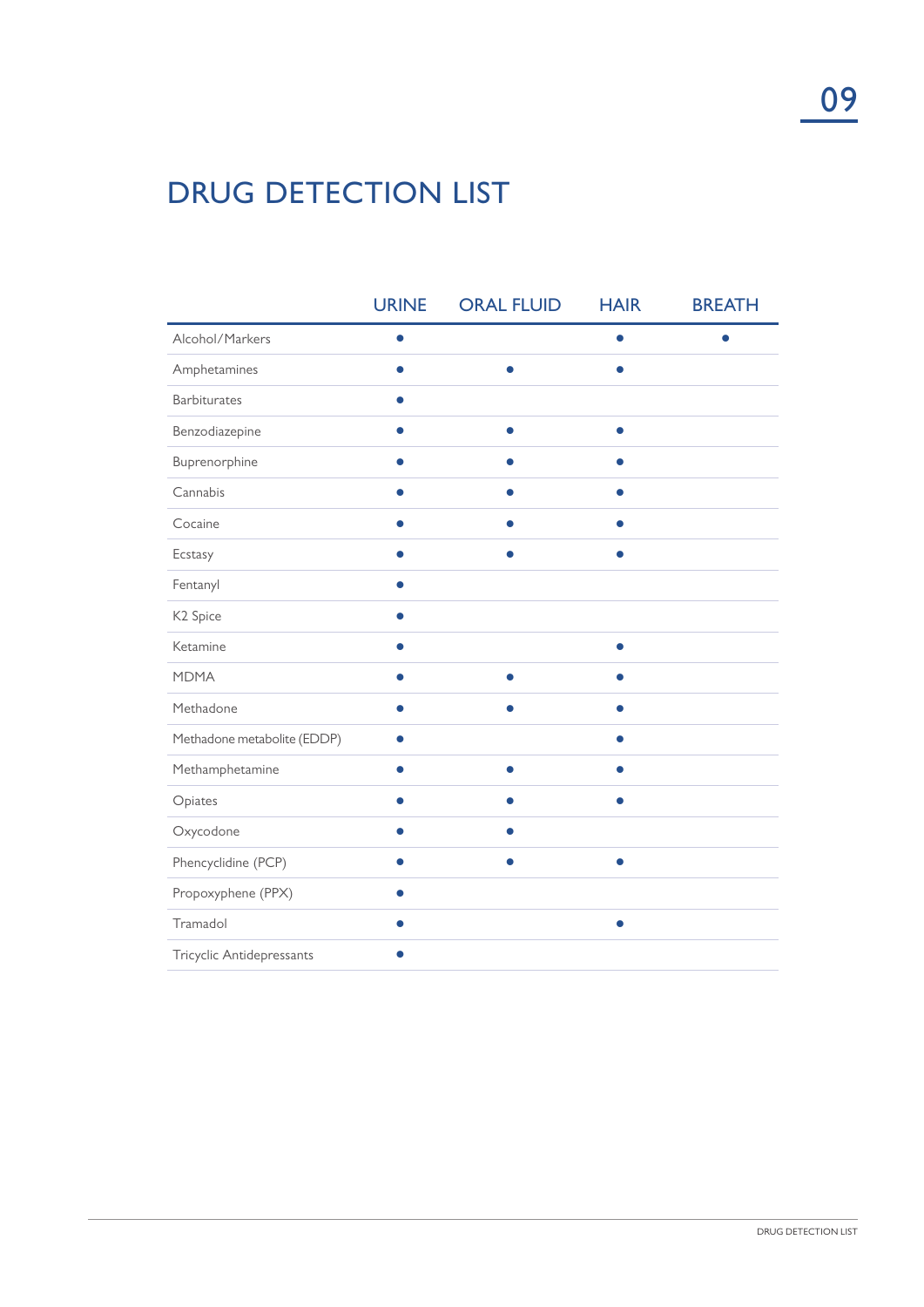# DRUG DETECTION LIST

| | URINE | ORAL FLUID | HAIR | BREATH |
|---|---|---|---|---|
| Alcohol/Markers | ● | | ● | ● |
| Amphetamines | ● | ● | ● | |
| Barbiturates | ● | | | |
| Benzodiazepine | ● | ● | ● | |
| Buprenorphine | ● | ● | ● | |
| Cannabis | ● | ● | ● | |
| Cocaine | ● | ● | ● | |
| Ecstasy | ● | ● | ● | |
| Fentanyl | ● | | | |
| K2 Spice | ● | | | |
| Ketamine | ● | | ● | |
| MDMA | ● | ● | ● | |
| Methadone | ● | ● | ● | |
| Methadone metabolite (EDDP) | ● | | ● | |
| Methamphetamine | ● | ● | ● | |
| Opiates | ● | ● | ● | |
| Oxycodone | ● | ● | | |
| Phencyclidine (PCP) | ● | ● | ● | |
| Propoxyphene (PPX) | ● | | | |
| Tramadol | ● | | ● | |
| Tricyclic Antidepressants | ● | | | |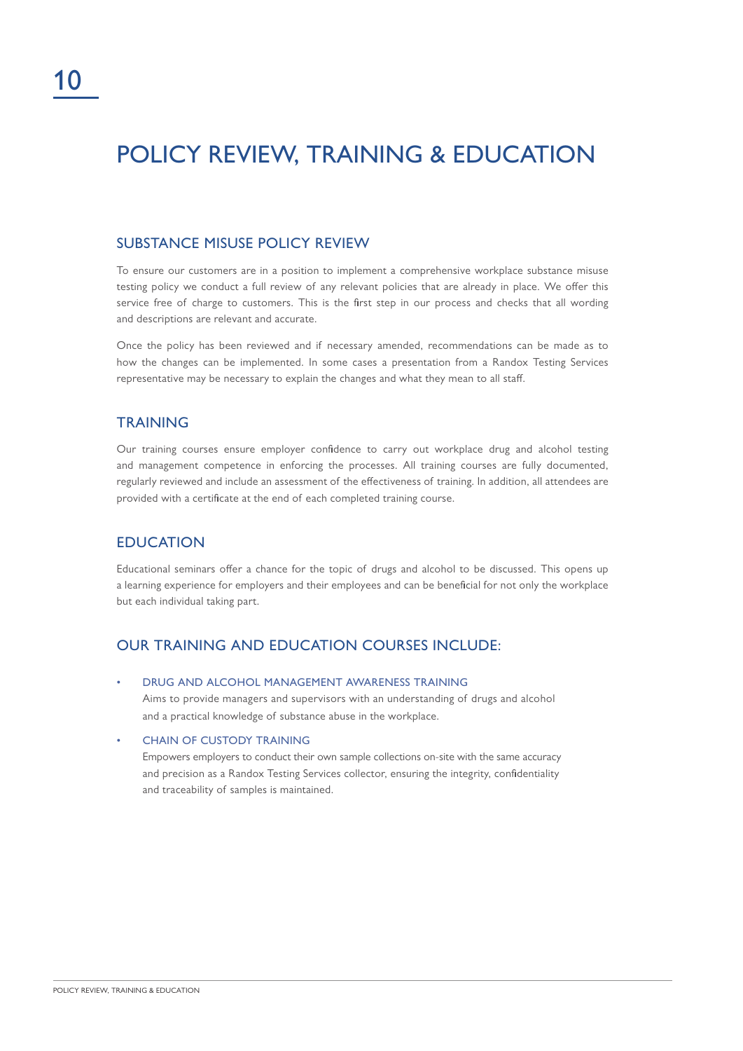# POLICY REVIEW, TRAINING & EDUCATION

## SUBSTANCE MISUSE POLICY REVIEW

To ensure our customers are in a position to implement a comprehensive workplace substance misuse testing policy we conduct a full review of any relevant policies that are already in place. We offer this service free of charge to customers. This is the first step in our process and checks that all wording and descriptions are relevant and accurate.

Once the policy has been reviewed and if necessary amended, recommendations can be made as to how the changes can be implemented. In some cases a presentation from a Randox Testing Services representative may be necessary to explain the changes and what they mean to all staff.

## TRAINING

Our training courses ensure employer confidence to carry out workplace drug and alcohol testing and management competence in enforcing the processes. All training courses are fully documented, regularly reviewed and include an assessment of the effectiveness of training. In addition, all attendees are provided with a certificate at the end of each completed training course.

## EDUCATION

Educational seminars offer a chance for the topic of drugs and alcohol to be discussed. This opens up a learning experience for employers and their employees and can be beneficial for not only the workplace but each individual taking part.

## OUR TRAINING AND EDUCATION COURSES INCLUDE:

- **DRUG AND ALCOHOL MANAGEMENT AWARENESS TRAINING**
  Aims to provide managers and supervisors with an understanding of drugs and alcohol and a practical knowledge of substance abuse in the workplace.
- **CHAIN OF CUSTODY TRAINING**
  Empowers employers to conduct their own sample collections on-site with the same accuracy and precision as a Randox Testing Services collector, ensuring the integrity, confidentiality and traceability of samples is maintained.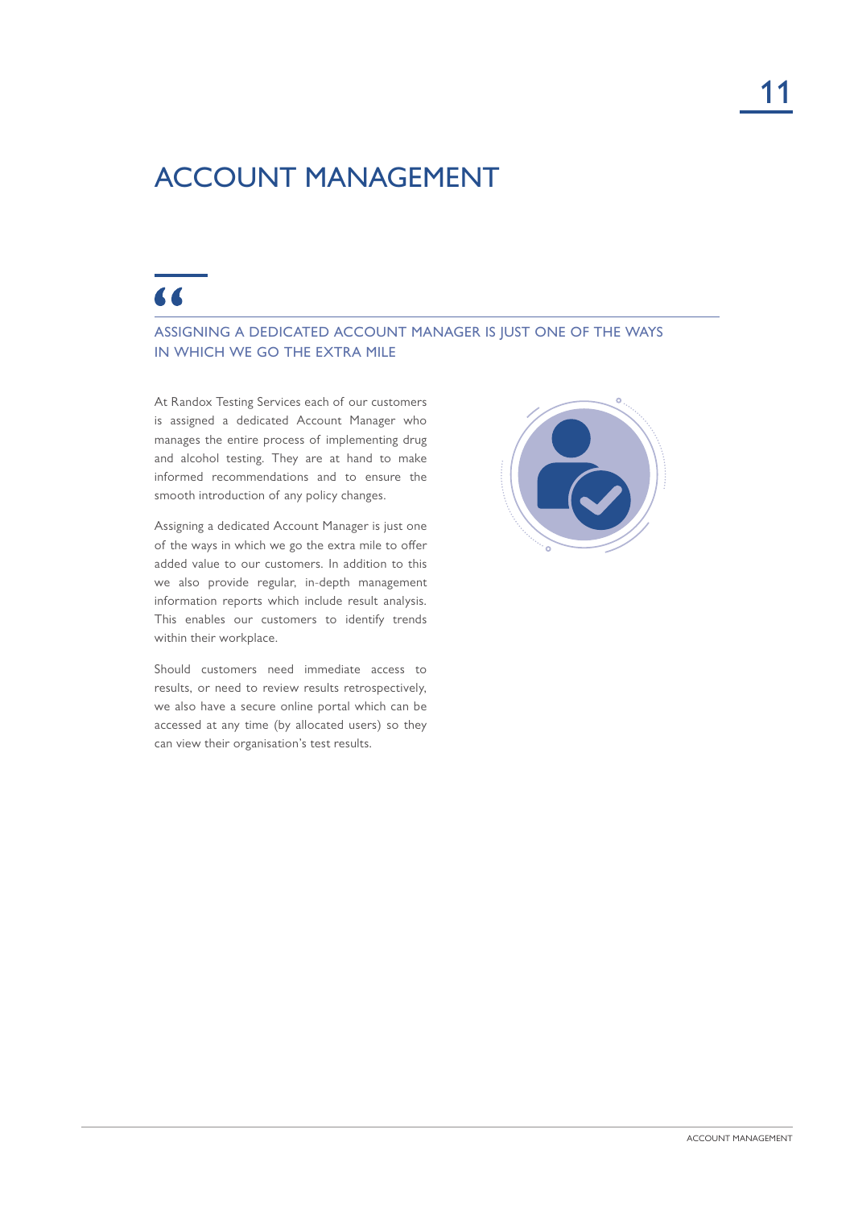# ACCOUNT MANAGEMENT

> ASSIGNING A DEDICATED ACCOUNT MANAGER IS JUST ONE OF THE WAYS IN WHICH WE GO THE EXTRA MILE

At Randox Testing Services each of our customers is assigned a dedicated Account Manager who manages the entire process of implementing drug and alcohol testing. They are at hand to make informed recommendations and to ensure the smooth introduction of any policy changes.

Assigning a dedicated Account Manager is just one of the ways in which we go the extra mile to offer added value to our customers. In addition to this we also provide regular, in-depth management information reports which include result analysis. This enables our customers to identify trends within their workplace.

Should customers need immediate access to results, or need to review results retrospectively, we also have a secure online portal which can be accessed at any time (by allocated users) so they can view their organisation's test results.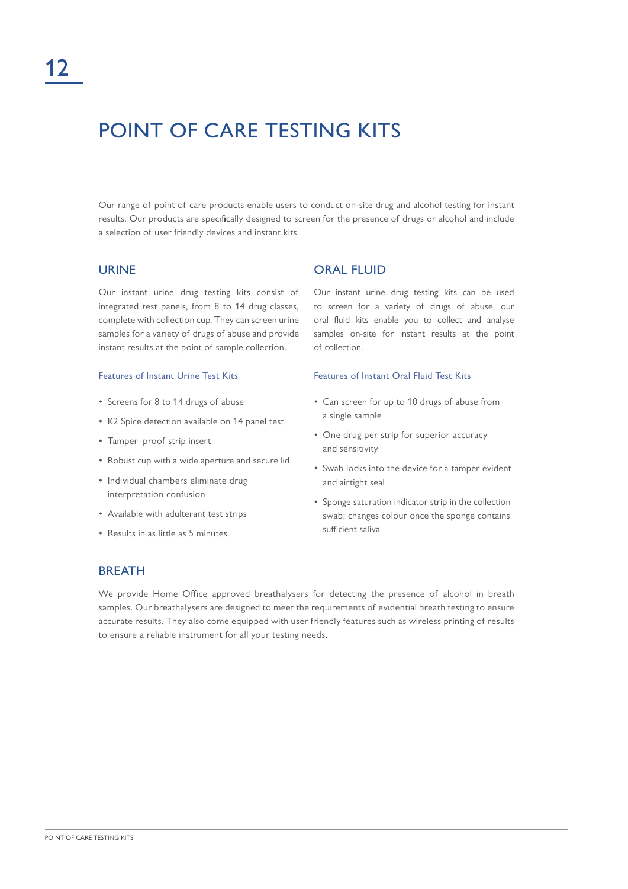# POINT OF CARE TESTING KITS

Our range of point of care products enable users to conduct on-site drug and alcohol testing for instant results. Our products are specifically designed to screen for the presence of drugs or alcohol and include a selection of user friendly devices and instant kits.

## URINE

Our instant urine drug testing kits consist of integrated test panels, from 8 to 14 drug classes, complete with collection cup. They can screen urine samples for a variety of drugs of abuse and provide instant results at the point of sample collection.

### Features of Instant Urine Test Kits

- Screens for 8 to 14 drugs of abuse
- K2 Spice detection available on 14 panel test
- Tamper-proof strip insert
- Robust cup with a wide aperture and secure lid
- Individual chambers eliminate drug interpretation confusion
- Available with adulterant test strips
- Results in as little as 5 minutes

## ORAL FLUID

Our instant urine drug testing kits can be used to screen for a variety of drugs of abuse, our oral fluid kits enable you to collect and analyse samples on-site for instant results at the point of collection.

### Features of Instant Oral Fluid Test Kits

- Can screen for up to 10 drugs of abuse from a single sample
- One drug per strip for superior accuracy and sensitivity
- Swab locks into the device for a tamper evident and airtight seal
- Sponge saturation indicator strip in the collection swab; changes colour once the sponge contains sufficient saliva

## BREATH

We provide Home Office approved breathalysers for detecting the presence of alcohol in breath samples. Our breathalysers are designed to meet the requirements of evidential breath testing to ensure accurate results. They also come equipped with user friendly features such as wireless printing of results to ensure a reliable instrument for all your testing needs.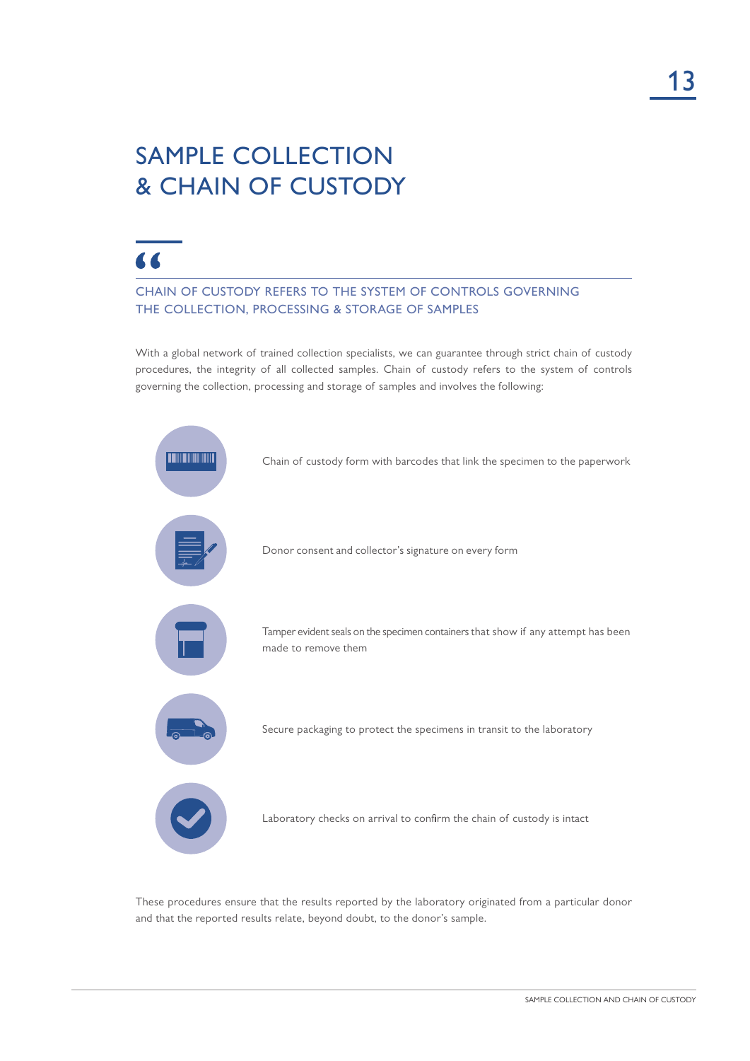# SAMPLE COLLECTION & CHAIN OF CUSTODY

> CHAIN OF CUSTODY REFERS TO THE SYSTEM OF CONTROLS GOVERNING THE COLLECTION, PROCESSING & STORAGE OF SAMPLES

With a global network of trained collection specialists, we can guarantee through strict chain of custody procedures, the integrity of all collected samples. Chain of custody refers to the system of controls governing the collection, processing and storage of samples and involves the following:

- Chain of custody form with barcodes that link the specimen to the paperwork
- Donor consent and collector's signature on every form
- Tamper evident seals on the specimen containers that show if any attempt has been made to remove them
- Secure packaging to protect the specimens in transit to the laboratory
- Laboratory checks on arrival to confirm the chain of custody is intact

These procedures ensure that the results reported by the laboratory originated from a particular donor and that the reported results relate, beyond doubt, to the donor's sample.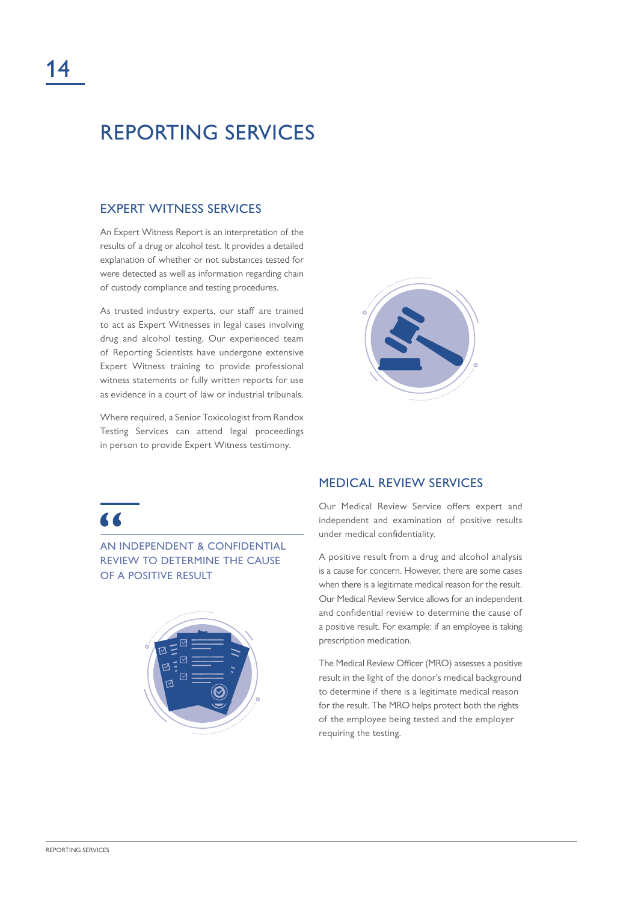# REPORTING SERVICES

## EXPERT WITNESS SERVICES

An Expert Witness Report is an interpretation of the results of a drug or alcohol test. It provides a detailed explanation of whether or not substances tested for were detected as well as information regarding chain of custody compliance and testing procedures.

As trusted industry experts, our staff are trained to act as Expert Witnesses in legal cases involving drug and alcohol testing. Our experienced team of Reporting Scientists have undergone extensive Expert Witness training to provide professional witness statements or fully written reports for use as evidence in a court of law or industrial tribunals.

Where required, a Senior Toxicologist from Randox Testing Services can attend legal proceedings in person to provide Expert Witness testimony.

> AN INDEPENDENT & CONFIDENTIAL REVIEW TO DETERMINE THE CAUSE OF A POSITIVE RESULT

## MEDICAL REVIEW SERVICES

Our Medical Review Service offers expert and independent and examination of positive results under medical confidentiality.

A positive result from a drug and alcohol analysis is a cause for concern. However, there are some cases when there is a legitimate medical reason for the result. Our Medical Review Service allows for an independent and confidential review to determine the cause of a positive result. For example: if an employee is taking prescription medication.

The Medical Review Officer (MRO) assesses a positive result in the light of the donor's medical background to determine if there is a legitimate medical reason for the result. The MRO helps protect both the rights of the employee being tested and the employer requiring the testing.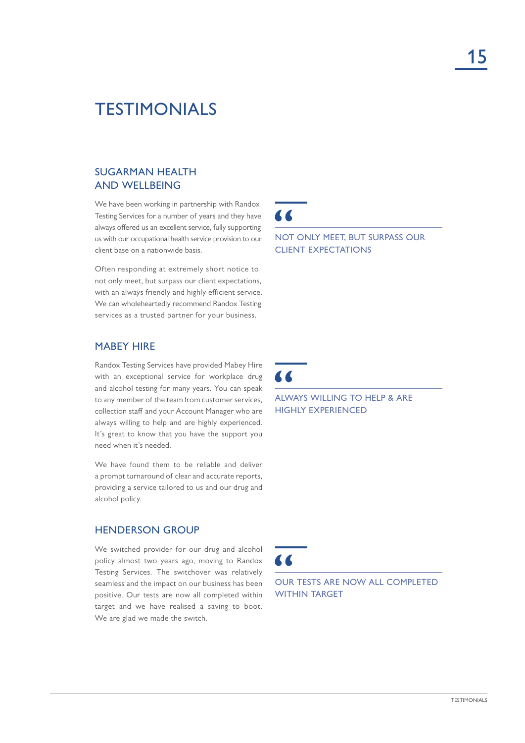# TESTIMONIALS

## SUGARMAN HEALTH AND WELLBEING

We have been working in partnership with Randox Testing Services for a number of years and they have always offered us an excellent service, fully supporting us with our occupational health service provision to our client base on a nationwide basis.

Often responding at extremely short notice to not only meet, but surpass our client expectations, with an always friendly and highly efficient service. We can wholeheartedly recommend Randox Testing services as a trusted partner for your business.

> “
> NOT ONLY MEET, BUT SURPASS OUR CLIENT EXPECTATIONS

## MABEY HIRE

Randox Testing Services have provided Mabey Hire with an exceptional service for workplace drug and alcohol testing for many years. You can speak to any member of the team from customer services, collection staff and your Account Manager who are always willing to help and are highly experienced. It's great to know that you have the support you need when it's needed.

We have found them to be reliable and deliver a prompt turnaround of clear and accurate reports, providing a service tailored to us and our drug and alcohol policy.

> “
> ALWAYS WILLING TO HELP & ARE HIGHLY EXPERIENCED

## HENDERSON GROUP

We switched provider for our drug and alcohol policy almost two years ago, moving to Randox Testing Services. The switchover was relatively seamless and the impact on our business has been positive. Our tests are now all completed within target and we have realised a saving to boot. We are glad we made the switch.

> “
> OUR TESTS ARE NOW ALL COMPLETED WITHIN TARGET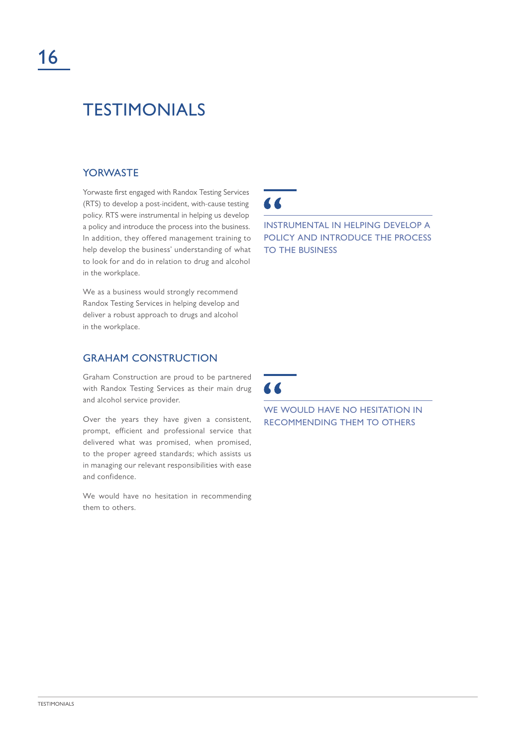# TESTIMONIALS

## YORWASTE

Yorwaste first engaged with Randox Testing Services (RTS) to develop a post-incident, with-cause testing policy. RTS were instrumental in helping us develop a policy and introduce the process into the business. In addition, they offered management training to help develop the business' understanding of what to look for and do in relation to drug and alcohol in the workplace.

We as a business would strongly recommend Randox Testing Services in helping develop and deliver a robust approach to drugs and alcohol in the workplace.

> “
>
> INSTRUMENTAL IN HELPING DEVELOP A POLICY AND INTRODUCE THE PROCESS TO THE BUSINESS

## GRAHAM CONSTRUCTION

Graham Construction are proud to be partnered with Randox Testing Services as their main drug and alcohol service provider.

Over the years they have given a consistent, prompt, efficient and professional service that delivered what was promised, when promised, to the proper agreed standards; which assists us in managing our relevant responsibilities with ease and confidence.

We would have no hesitation in recommending them to others.

> “
>
> WE WOULD HAVE NO HESITATION IN RECOMMENDING THEM TO OTHERS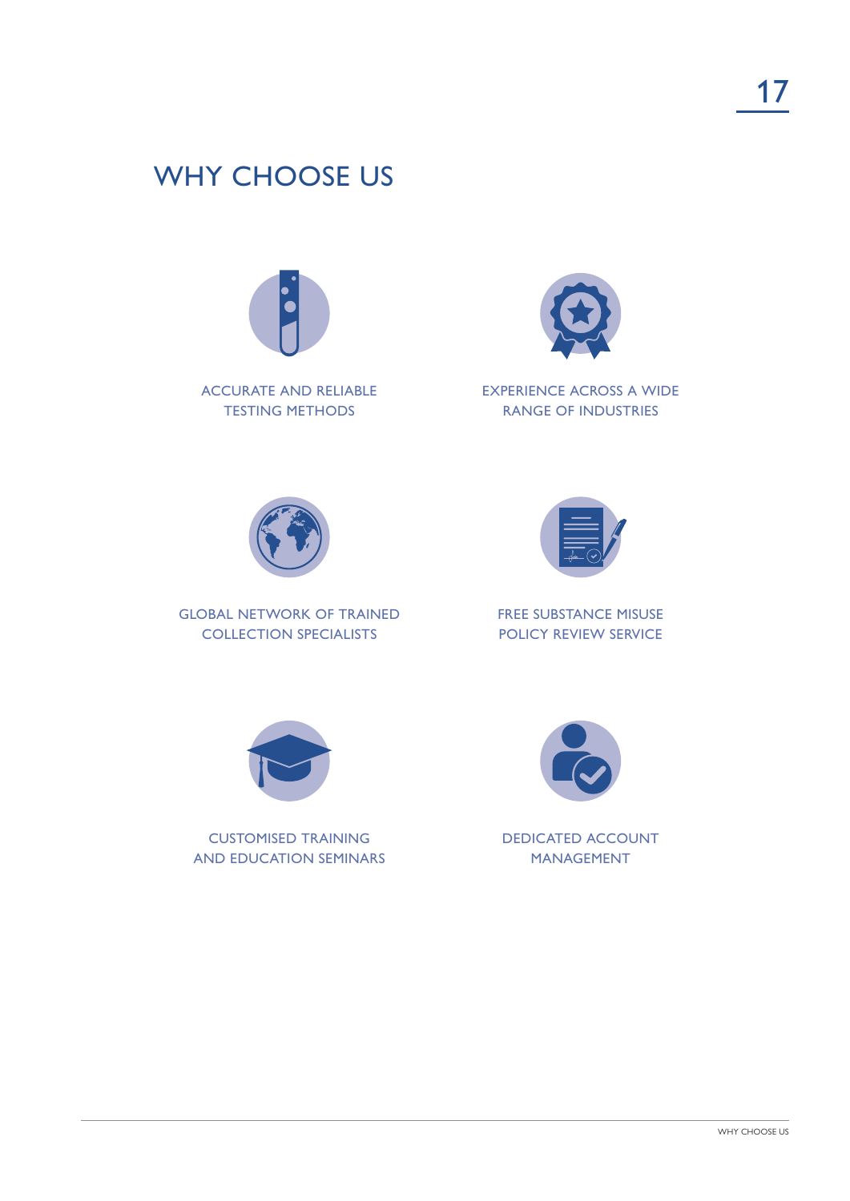# WHY CHOOSE US

ACCURATE AND RELIABLE TESTING METHODS

EXPERIENCE ACROSS A WIDE RANGE OF INDUSTRIES

GLOBAL NETWORK OF TRAINED COLLECTION SPECIALISTS

FREE SUBSTANCE MISUSE POLICY REVIEW SERVICE

CUSTOMISED TRAINING AND EDUCATION SEMINARS

DEDICATED ACCOUNT MANAGEMENT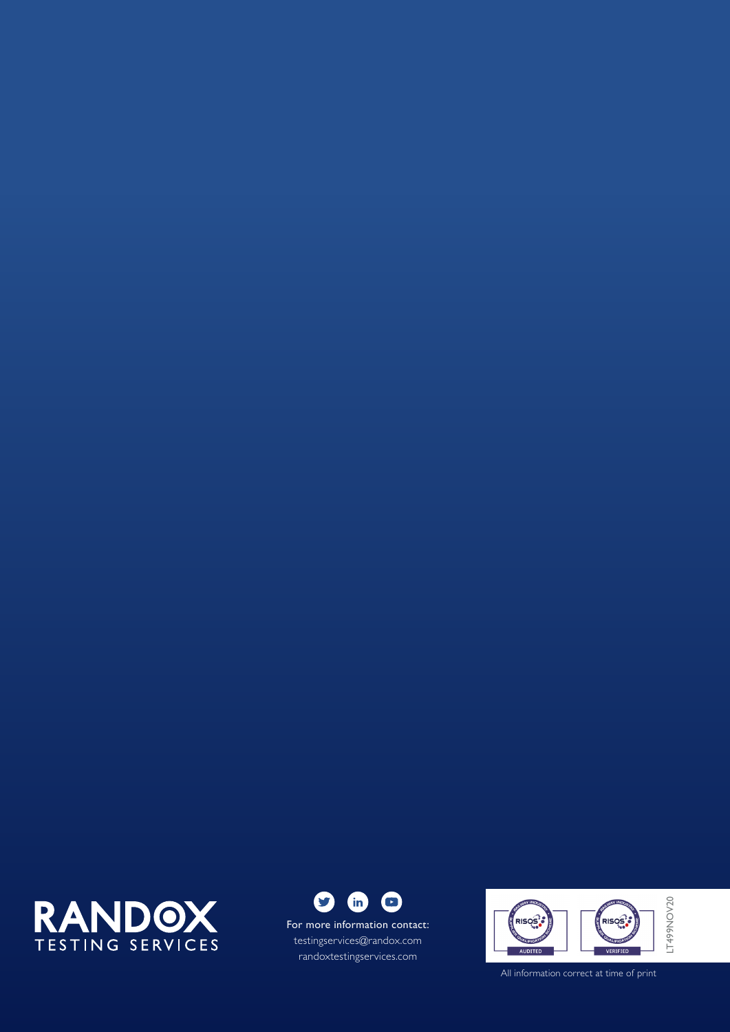RANDOX TESTING SERVICES

For more information contact:
testingservices@randox.com
randoxtestingservices.com

RISQS AUDITED

RISQS VERIFIED

LT499NOV20

All information correct at time of print